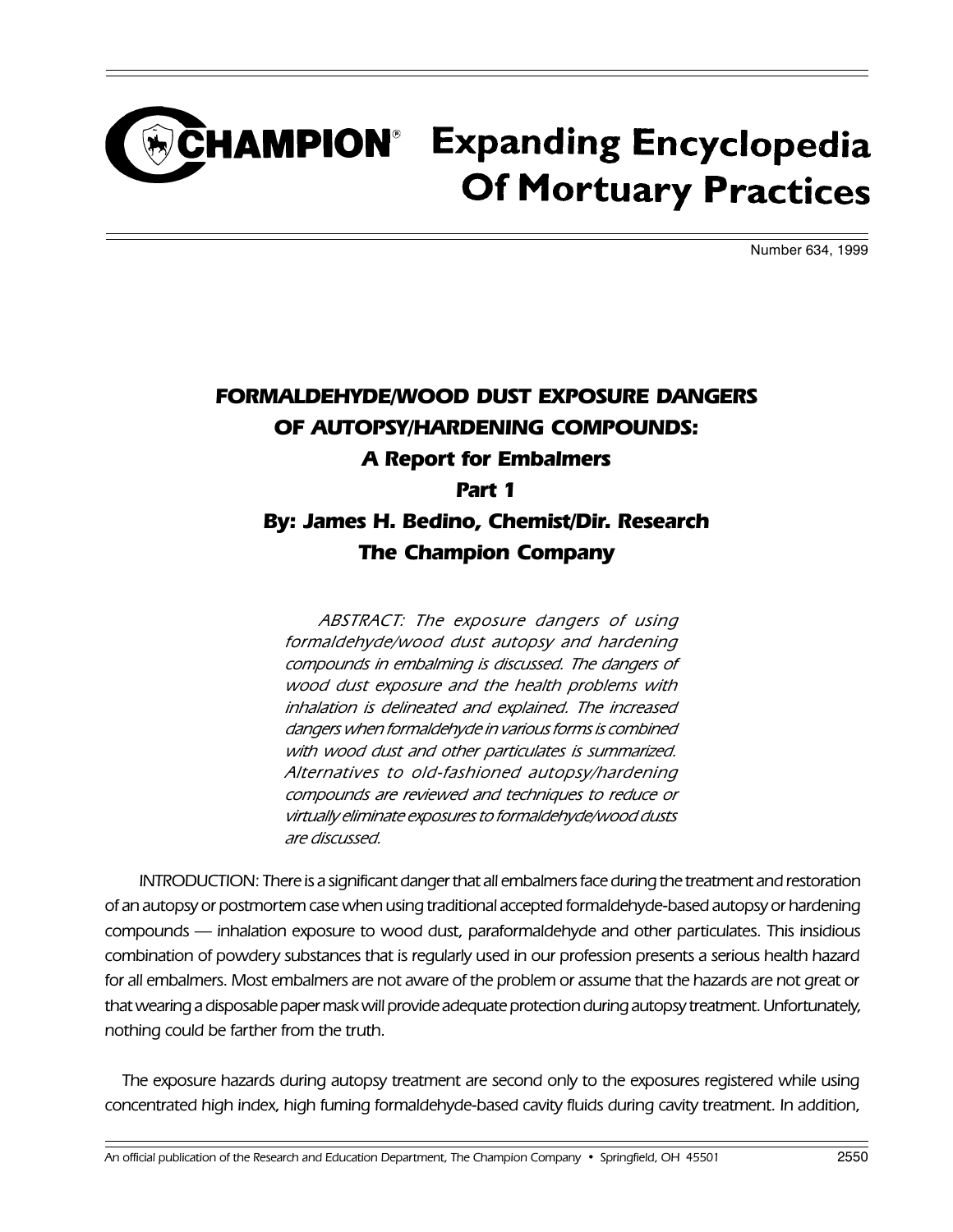# CHAMPION® Expanding Encyclopedia Of Mortuary Practices

Number 634, 1999

## *FORMALDEHYDE/WOOD DUST EXPOSURE DANGERS OF AUTOPSY/HARDENING COMPOUNDS: A Report for Embalmers*

### *Part 1*

### *By: James H. Bedino, Chemist/Dir. Research The Champion Company*

*ABSTRACT: The exposure dangers of using formaldehyde/wood dust autopsy and hardening compounds in embalming is discussed. The dangers of wood dust exposure and the health problems with inhalation is delineated and explained. The increased dangers when formaldehyde in various forms is combined with wood dust and other particulates is summarized. Alternatives to old-fashioned autopsy/hardening compounds are reviewed and techniques to reduce or virtually eliminate exposures to formaldehyde/wood dusts are discussed.*

INTRODUCTION: There is a significant danger that all embalmers face during the treatment and restoration of an autopsy or postmortem case when using traditional accepted formaldehyde-based autopsy or hardening compounds — inhalation exposure to wood dust, paraformaldehyde and other particulates. This insidious combination of powdery substances that is regularly used in our profession presents a serious health hazard for all embalmers. Most embalmers are not aware of the problem or assume that the hazards are not great or that wearing a disposable paper mask will provide adequate protection during autopsy treatment. Unfortunately, nothing could be farther from the truth.

The exposure hazards during autopsy treatment are second only to the exposures registered while using concentrated high index, high fuming formaldehyde-based cavity fluids during cavity treatment. In addition,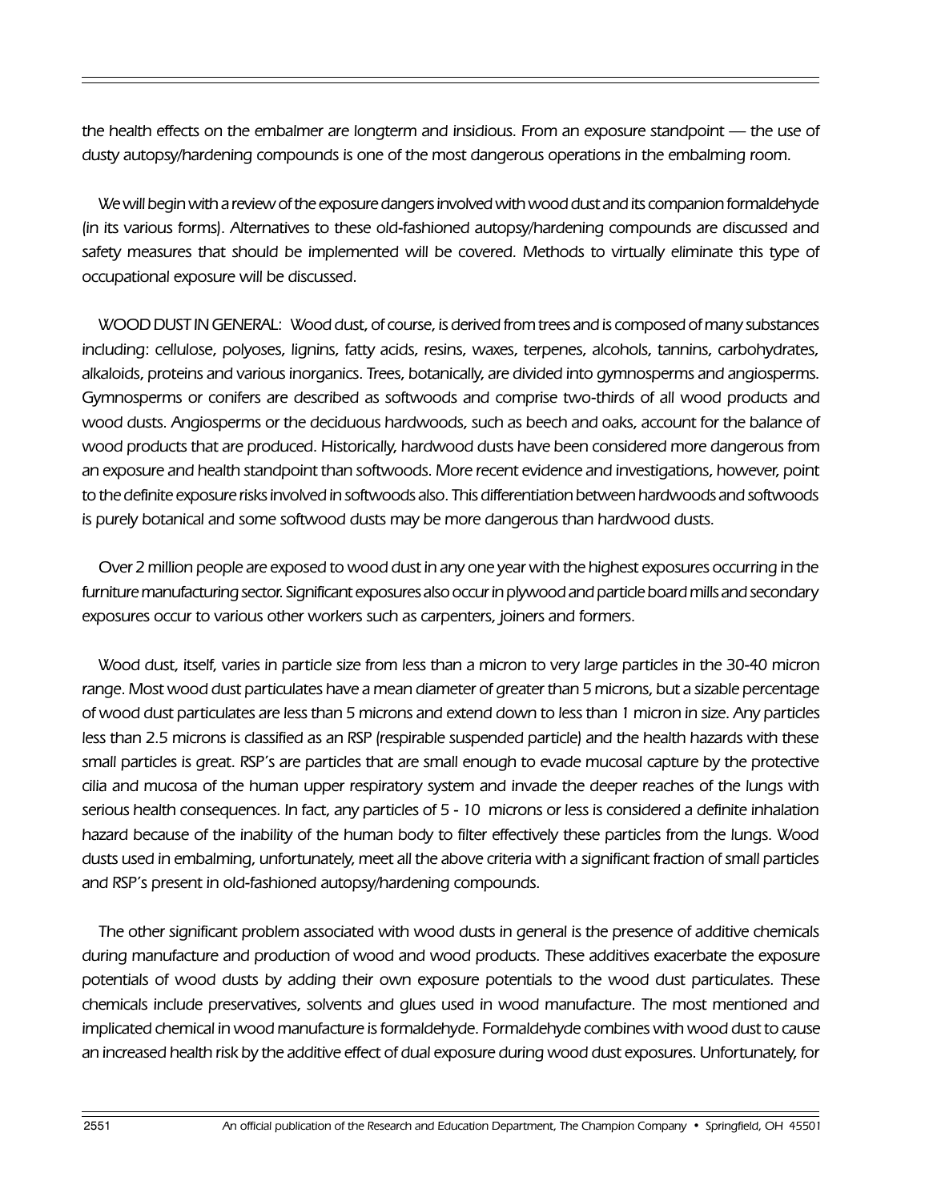the health effects on the embalmer are longterm and insidious. From an exposure standpoint — the use of dusty autopsy/hardening compounds is one of the most dangerous operations in the embalming room.

We will begin with a review of the exposure dangers involved with wood dust and its companion formaldehyde (in its various forms). Alternatives to these old-fashioned autopsy/hardening compounds are discussed and safety measures that should be implemented will be covered. Methods to virtually eliminate this type of occupational exposure will be discussed.

WOOD DUST IN GENERAL: Wood dust, of course, is derived from trees and is composed of many substances including: cellulose, polyoses, lignins, fatty acids, resins, waxes, terpenes, alcohols, tannins, carbohydrates, alkaloids, proteins and various inorganics. Trees, botanically, are divided into gymnosperms and angiosperms. Gymnosperms or conifers are described as softwoods and comprise two-thirds of all wood products and wood dusts. Angiosperms or the deciduous hardwoods, such as beech and oaks, account for the balance of wood products that are produced. Historically, hardwood dusts have been considered more dangerous from an exposure and health standpoint than softwoods. More recent evidence and investigations, however, point to the definite exposure risks involved in softwoods also. This differentiation between hardwoods and softwoods is purely botanical and some softwood dusts may be more dangerous than hardwood dusts.

Over 2 million people are exposed to wood dust in any one year with the highest exposures occurring in the furniture manufacturing sector. Significant exposures also occur in plywood and particle board mills and secondary exposures occur to various other workers such as carpenters, joiners and formers.

Wood dust, itself, varies in particle size from less than a micron to very large particles in the 30-40 micron range. Most wood dust particulates have a mean diameter of greater than 5 microns, but a sizable percentage of wood dust particulates are less than 5 microns and extend down to less than 1 micron in size. Any particles less than 2.5 microns is classified as an RSP (respirable suspended particle) and the health hazards with these small particles is great. RSP's are particles that are small enough to evade mucosal capture by the protective cilia and mucosa of the human upper respiratory system and invade the deeper reaches of the lungs with serious health consequences. In fact, any particles of 5 - 10 microns or less is considered a definite inhalation hazard because of the inability of the human body to filter effectively these particles from the lungs. Wood dusts used in embalming, unfortunately, meet all the above criteria with a significant fraction of small particles and RSP's present in old-fashioned autopsy/hardening compounds.

The other significant problem associated with wood dusts in general is the presence of additive chemicals during manufacture and production of wood and wood products. These additives exacerbate the exposure potentials of wood dusts by adding their own exposure potentials to the wood dust particulates. These chemicals include preservatives, solvents and glues used in wood manufacture. The most mentioned and implicated chemical in wood manufacture is formaldehyde. Formaldehyde combines with wood dust to cause an increased health risk by the additive effect of dual exposure during wood dust exposures. Unfortunately, for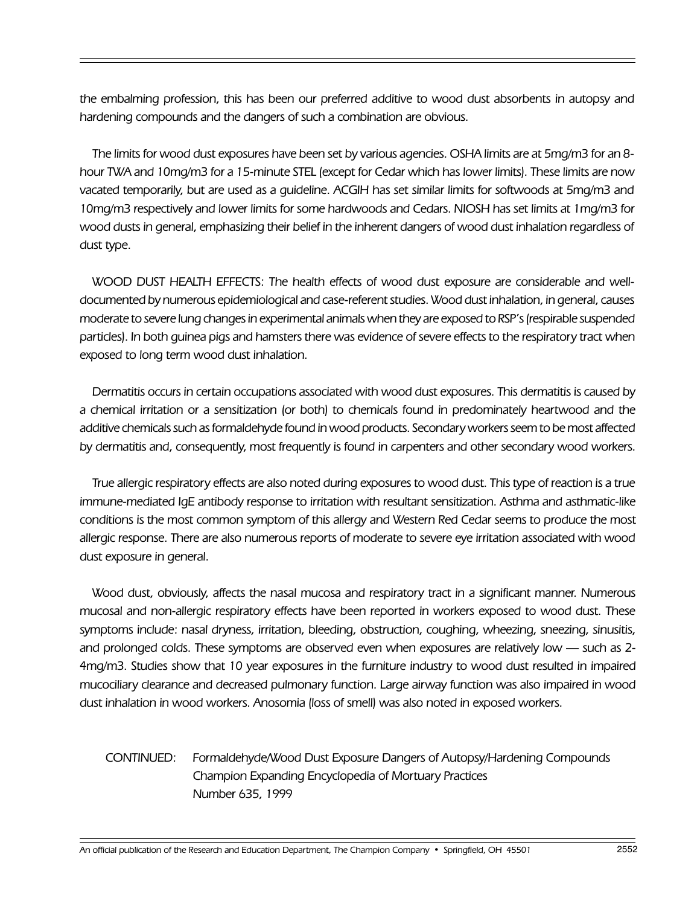*the embalming profession, this has been our preferred additive to wood dust absorbents in autopsy and hardening compounds and the dangers of such a combination are obvious.*

*The limits for wood dust exposures have been set by various agencies. OSHA limits are at 5mg/m3 for an 8-hour TWA and 10mg/m3 for a 15-minute STEL (except for Cedar which has lower limits). These limits are now vacated temporarily, but are used as a guideline. ACGIH has set similar limits for softwoods at 5mg/m3 and 10mg/m3 respectively and lower limits for some hardwoods and Cedars. NIOSH has set limits at 1mg/m3 for wood dusts in general, emphasizing their belief in the inherent dangers of wood dust inhalation regardless of dust type.*

*WOOD DUST HEALTH EFFECTS: The health effects of wood dust exposure are considerable and well-documented by numerous epidemiological and case-referent studies. Wood dust inhalation, in general, causes moderate to severe lung changes in experimental animals when they are exposed to RSP's (respirable suspended particles). In both guinea pigs and hamsters there was evidence of severe effects to the respiratory tract when exposed to long term wood dust inhalation.*

*Dermatitis occurs in certain occupations associated with wood dust exposures. This dermatitis is caused by a chemical irritation or a sensitization (or both) to chemicals found in predominately heartwood and the additive chemicals such as formaldehyde found in wood products. Secondary workers seem to be most affected by dermatitis and, consequently, most frequently is found in carpenters and other secondary wood workers.*

*True allergic respiratory effects are also noted during exposures to wood dust. This type of reaction is a true immune-mediated IgE antibody response to irritation with resultant sensitization. Asthma and asthmatic-like conditions is the most common symptom of this allergy and Western Red Cedar seems to produce the most allergic response. There are also numerous reports of moderate to severe eye irritation associated with wood dust exposure in general.*

*Wood dust, obviously, affects the nasal mucosa and respiratory tract in a significant manner. Numerous mucosal and non-allergic respiratory effects have been reported in workers exposed to wood dust. These symptoms include: nasal dryness, irritation, bleeding, obstruction, coughing, wheezing, sneezing, sinusitis, and prolonged colds. These symptoms are observed even when exposures are relatively low — such as 2-4mg/m3. Studies show that 10 year exposures in the furniture industry to wood dust resulted in impaired mucociliary clearance and decreased pulmonary function. Large airway function was also impaired in wood dust inhalation in wood workers. Anosomia (loss of smell) was also noted in exposed workers.*

*CONTINUED: Formaldehyde/Wood Dust Exposure Dangers of Autopsy/Hardening Compounds*
*Champion Expanding Encyclopedia of Mortuary Practices*
*Number 635, 1999*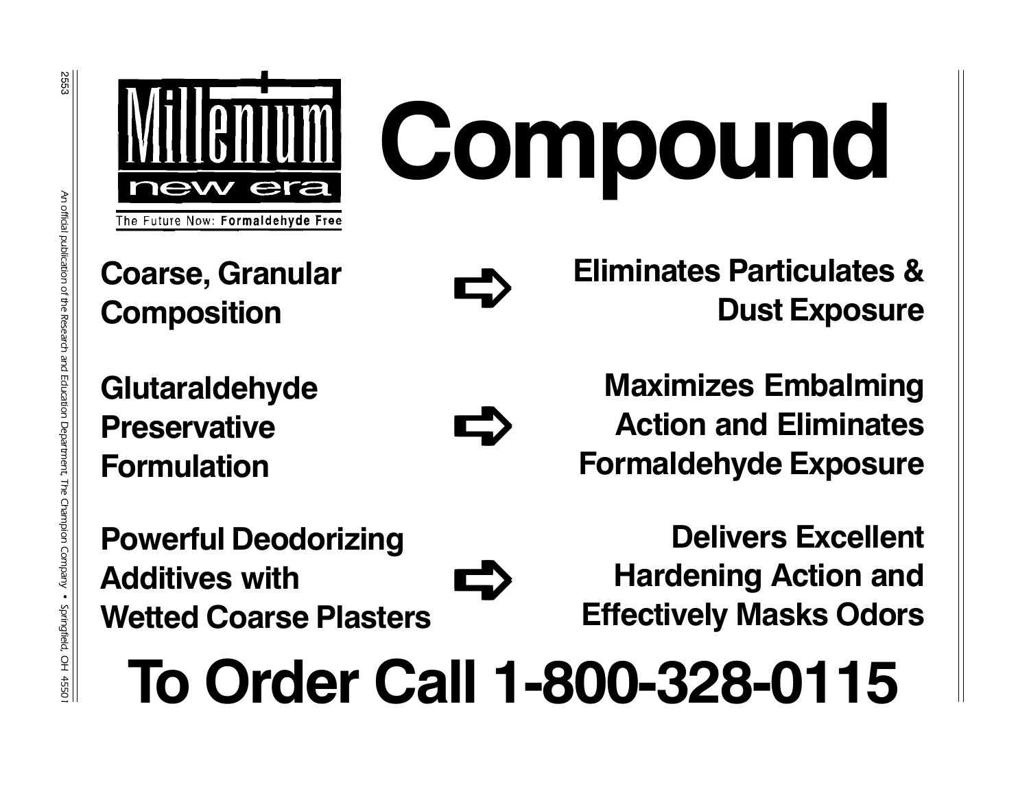# Millenium new era Compound

The Future Now: **Formaldehyde Free**

**Coarse, Granular Composition** ⇨ **Eliminates Particulates & Dust Exposure**

**Glutaraldehyde Preservative Formulation** ⇨ **Maximizes Embalming Action and Eliminates Formaldehyde Exposure**

**Powerful Deodorizing Additives with Wetted Coarse Plasters** ⇨ **Delivers Excellent Hardening Action and Effectively Masks Odors**

## To Order Call 1-800-328-0115

An official publication of the Research and Education Department, The Champion Company • Springfield, OH 45501

2553